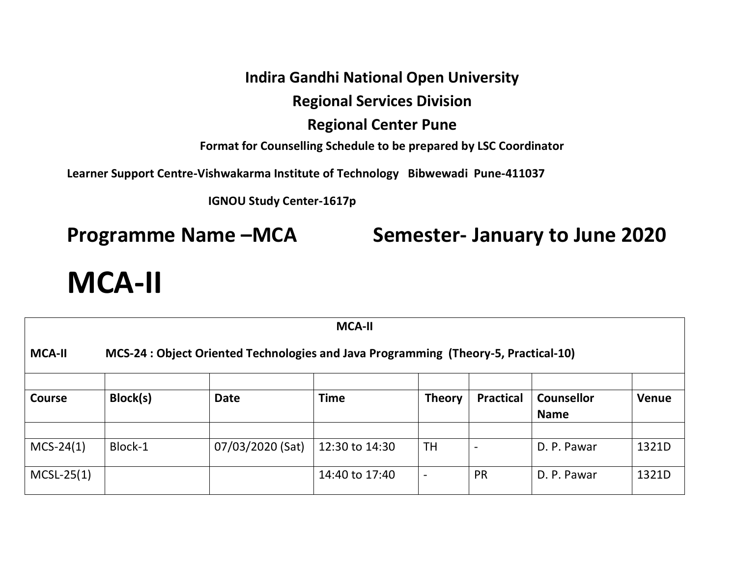**Indira Gandhi National Open University**

**Regional Services Division**

**Regional Center Pune**

**Format for Counselling Schedule to be prepared by LSC Coordinator**

**Learner Support Centre-Vishwakarma Institute of Technology Bibwewadi Pune-411037**

**IGNOU Study Center-1617p**

## Programme Name –MCA Semester- January to June 2020

# MCA-II

| MCA-II | | | | | | | |
|---|---|---|---|---|---|---|---|
| **MCA-II** | **MCS-24 : Object Oriented Technologies and Java Programming (Theory-5, Practical-10)** | | | | | | |
| | | | | | | | |
| **Course** | **Block(s)** | **Date** | **Time** | **Theory** | **Practical** | **Counsellor Name** | **Venue** |
| | | | | | | | |
| MCS-24(1) | Block-1 | 07/03/2020 (Sat) | 12:30 to 14:30 | TH | - | D. P. Pawar | 1321D |
| MCSL-25(1) | | | 14:40 to 17:40 | - | PR | D. P. Pawar | 1321D |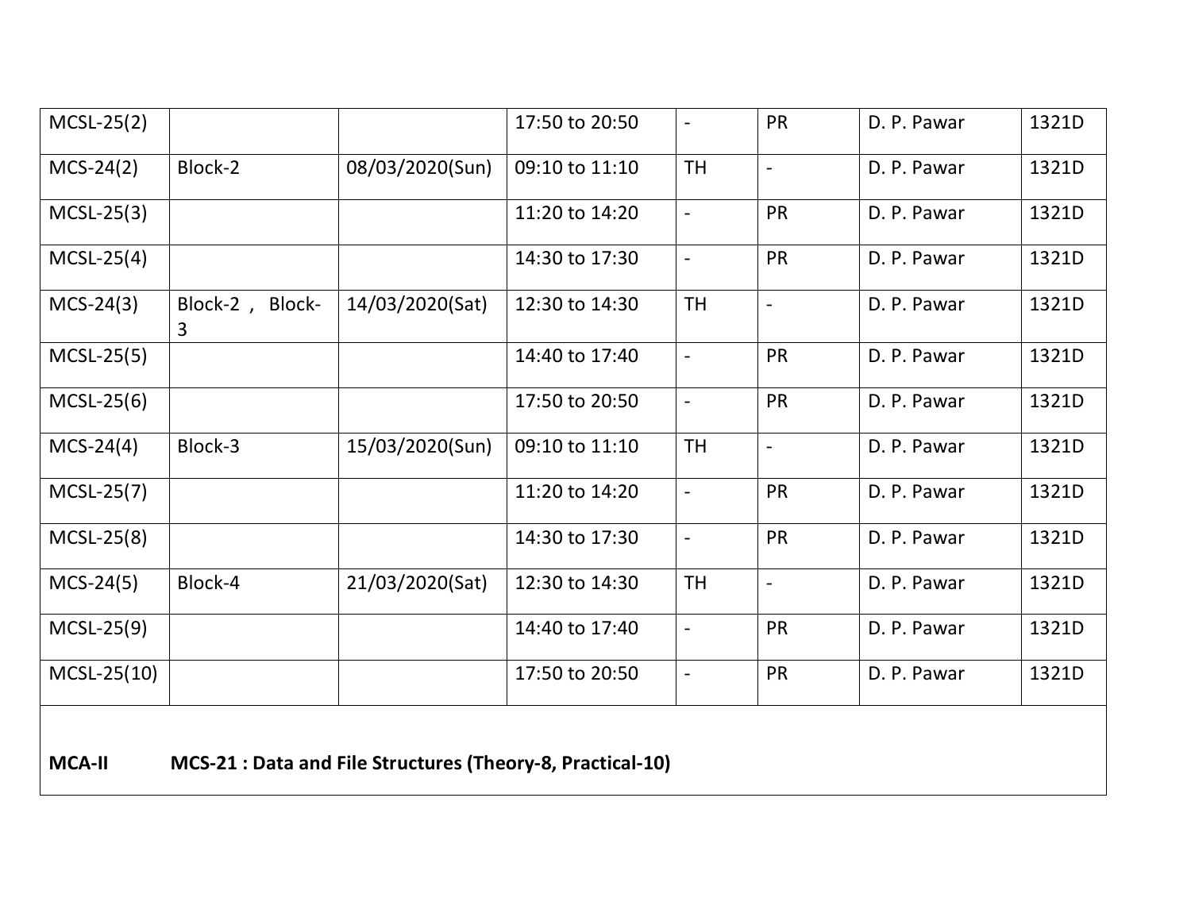| | | | | | | | |
|---|---|---|---|---|---|---|---|
| MCSL-25(2) | | | 17:50 to 20:50 | - | PR | D. P. Pawar | 1321D |
| MCS-24(2) | Block-2 | 08/03/2020(Sun) | 09:10 to 11:10 | TH | - | D. P. Pawar | 1321D |
| MCSL-25(3) | | | 11:20 to 14:20 | - | PR | D. P. Pawar | 1321D |
| MCSL-25(4) | | | 14:30 to 17:30 | - | PR | D. P. Pawar | 1321D |
| MCS-24(3) | Block-2 , Block-3 | 14/03/2020(Sat) | 12:30 to 14:30 | TH | - | D. P. Pawar | 1321D |
| MCSL-25(5) | | | 14:40 to 17:40 | - | PR | D. P. Pawar | 1321D |
| MCSL-25(6) | | | 17:50 to 20:50 | - | PR | D. P. Pawar | 1321D |
| MCS-24(4) | Block-3 | 15/03/2020(Sun) | 09:10 to 11:10 | TH | - | D. P. Pawar | 1321D |
| MCSL-25(7) | | | 11:20 to 14:20 | - | PR | D. P. Pawar | 1321D |
| MCSL-25(8) | | | 14:30 to 17:30 | - | PR | D. P. Pawar | 1321D |
| MCS-24(5) | Block-4 | 21/03/2020(Sat) | 12:30 to 14:30 | TH | - | D. P. Pawar | 1321D |
| MCSL-25(9) | | | 14:40 to 17:40 | - | PR | D. P. Pawar | 1321D |
| MCSL-25(10) | | | 17:50 to 20:50 | - | PR | D. P. Pawar | 1321D |

**MCA-II** **MCS-21 : Data and File Structures (Theory-8, Practical-10)**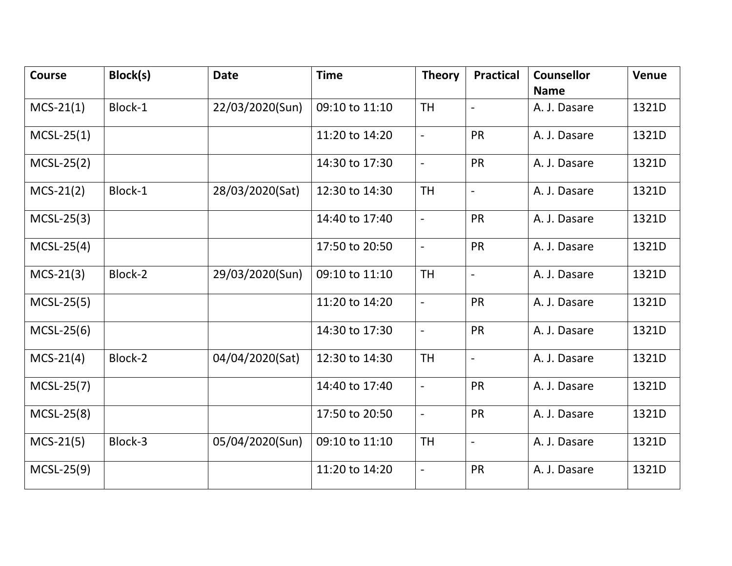| Course | Block(s) | Date | Time | Theory | Practical | Counsellor Name | Venue |
|---|---|---|---|---|---|---|---|
| MCS-21(1) | Block-1 | 22/03/2020(Sun) | 09:10 to 11:10 | TH | - | A. J. Dasare | 1321D |
| MCSL-25(1) | | | 11:20 to 14:20 | - | PR | A. J. Dasare | 1321D |
| MCSL-25(2) | | | 14:30 to 17:30 | - | PR | A. J. Dasare | 1321D |
| MCS-21(2) | Block-1 | 28/03/2020(Sat) | 12:30 to 14:30 | TH | - | A. J. Dasare | 1321D |
| MCSL-25(3) | | | 14:40 to 17:40 | - | PR | A. J. Dasare | 1321D |
| MCSL-25(4) | | | 17:50 to 20:50 | - | PR | A. J. Dasare | 1321D |
| MCS-21(3) | Block-2 | 29/03/2020(Sun) | 09:10 to 11:10 | TH | - | A. J. Dasare | 1321D |
| MCSL-25(5) | | | 11:20 to 14:20 | - | PR | A. J. Dasare | 1321D |
| MCSL-25(6) | | | 14:30 to 17:30 | - | PR | A. J. Dasare | 1321D |
| MCS-21(4) | Block-2 | 04/04/2020(Sat) | 12:30 to 14:30 | TH | - | A. J. Dasare | 1321D |
| MCSL-25(7) | | | 14:40 to 17:40 | - | PR | A. J. Dasare | 1321D |
| MCSL-25(8) | | | 17:50 to 20:50 | - | PR | A. J. Dasare | 1321D |
| MCS-21(5) | Block-3 | 05/04/2020(Sun) | 09:10 to 11:10 | TH | - | A. J. Dasare | 1321D |
| MCSL-25(9) | | | 11:20 to 14:20 | - | PR | A. J. Dasare | 1321D |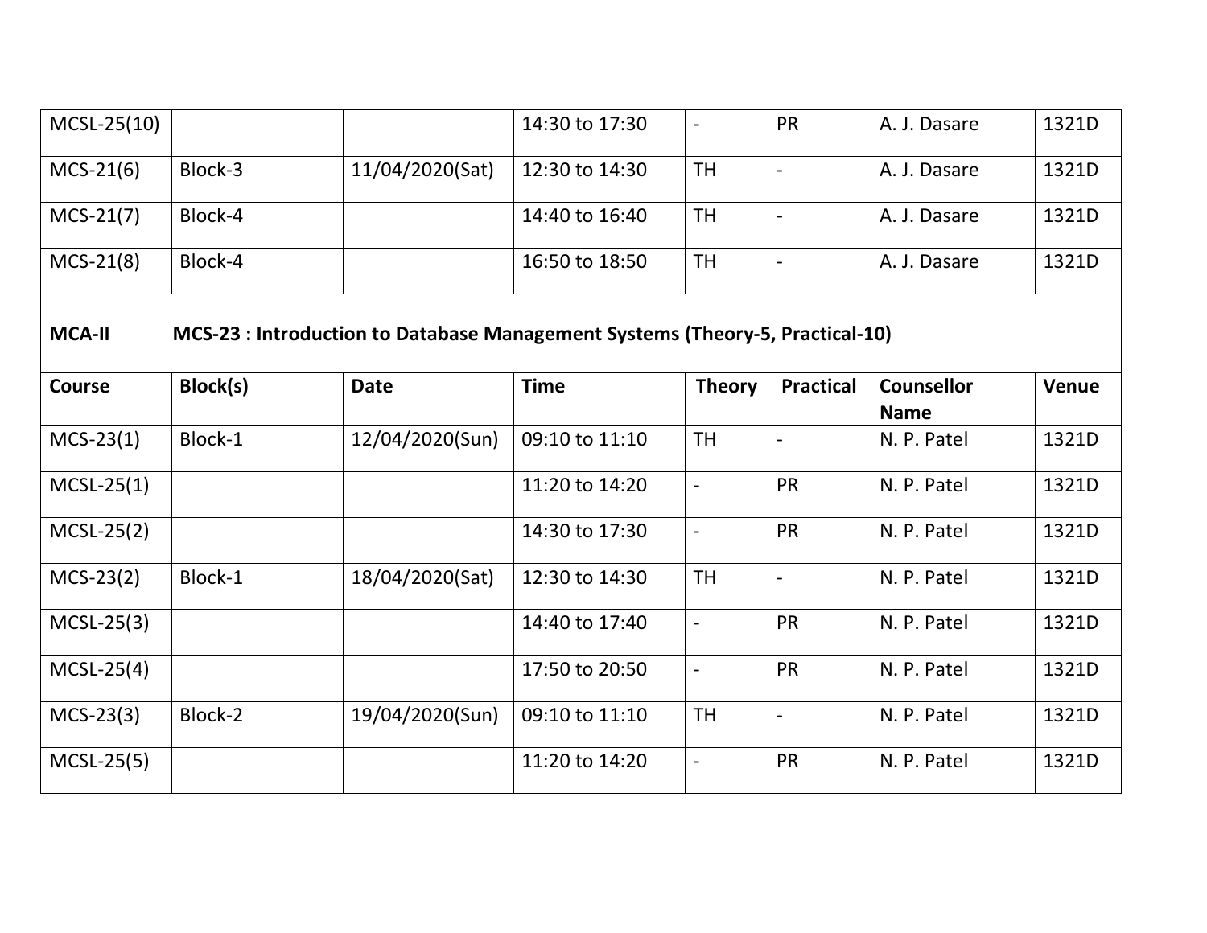| | | | | | | | |
|---|---|---|---|---|---|---|---|
| MCSL-25(10) | | | 14:30 to 17:30 | - | PR | A. J. Dasare | 1321D |
| MCS-21(6) | Block-3 | 11/04/2020(Sat) | 12:30 to 14:30 | TH | - | A. J. Dasare | 1321D |
| MCS-21(7) | Block-4 | | 14:40 to 16:40 | TH | - | A. J. Dasare | 1321D |
| MCS-21(8) | Block-4 | | 16:50 to 18:50 | TH | - | A. J. Dasare | 1321D |

**MCA-II MCS-23 : Introduction to Database Management Systems (Theory-5, Practical-10)**

| Course | Block(s) | Date | Time | Theory | Practical | Counsellor Name | Venue |
|---|---|---|---|---|---|---|---|
| MCS-23(1) | Block-1 | 12/04/2020(Sun) | 09:10 to 11:10 | TH | - | N. P. Patel | 1321D |
| MCSL-25(1) | | | 11:20 to 14:20 | - | PR | N. P. Patel | 1321D |
| MCSL-25(2) | | | 14:30 to 17:30 | - | PR | N. P. Patel | 1321D |
| MCS-23(2) | Block-1 | 18/04/2020(Sat) | 12:30 to 14:30 | TH | - | N. P. Patel | 1321D |
| MCSL-25(3) | | | 14:40 to 17:40 | - | PR | N. P. Patel | 1321D |
| MCSL-25(4) | | | 17:50 to 20:50 | - | PR | N. P. Patel | 1321D |
| MCS-23(3) | Block-2 | 19/04/2020(Sun) | 09:10 to 11:10 | TH | - | N. P. Patel | 1321D |
| MCSL-25(5) | | | 11:20 to 14:20 | - | PR | N. P. Patel | 1321D |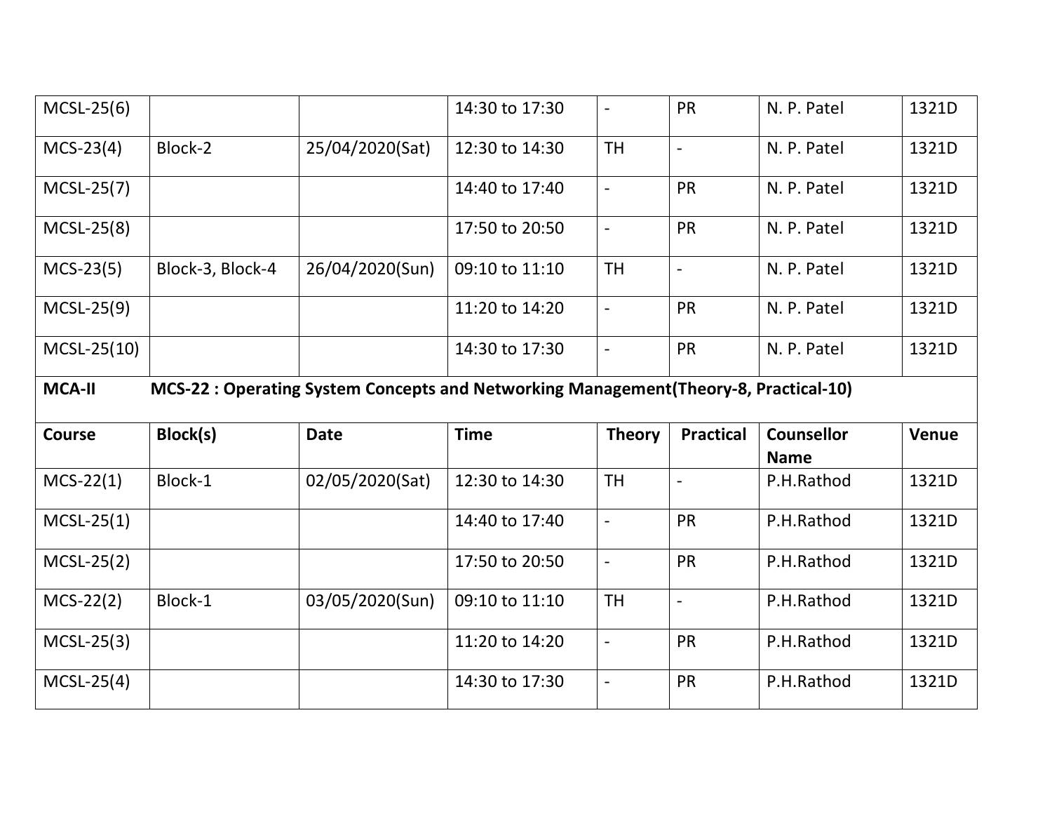| MCSL-25(6) | | | 14:30 to 17:30 | - | PR | N. P. Patel | 1321D |
|---|---|---|---|---|---|---|---|
| MCS-23(4) | Block-2 | 25/04/2020(Sat) | 12:30 to 14:30 | TH | - | N. P. Patel | 1321D |
| MCSL-25(7) | | | 14:40 to 17:40 | - | PR | N. P. Patel | 1321D |
| MCSL-25(8) | | | 17:50 to 20:50 | - | PR | N. P. Patel | 1321D |
| MCS-23(5) | Block-3, Block-4 | 26/04/2020(Sun) | 09:10 to 11:10 | TH | - | N. P. Patel | 1321D |
| MCSL-25(9) | | | 11:20 to 14:20 | - | PR | N. P. Patel | 1321D |
| MCSL-25(10) | | | 14:30 to 17:30 | - | PR | N. P. Patel | 1321D |
| **MCA-II** | **MCS-22 : Operating System Concepts and Networking Management(Theory-8, Practical-10)** | | | | | | |
| **Course** | **Block(s)** | **Date** | **Time** | **Theory** | **Practical** | **Counsellor Name** | **Venue** |
| MCS-22(1) | Block-1 | 02/05/2020(Sat) | 12:30 to 14:30 | TH | - | P.H.Rathod | 1321D |
| MCSL-25(1) | | | 14:40 to 17:40 | - | PR | P.H.Rathod | 1321D |
| MCSL-25(2) | | | 17:50 to 20:50 | - | PR | P.H.Rathod | 1321D |
| MCS-22(2) | Block-1 | 03/05/2020(Sun) | 09:10 to 11:10 | TH | - | P.H.Rathod | 1321D |
| MCSL-25(3) | | | 11:20 to 14:20 | - | PR | P.H.Rathod | 1321D |
| MCSL-25(4) | | | 14:30 to 17:30 | - | PR | P.H.Rathod | 1321D |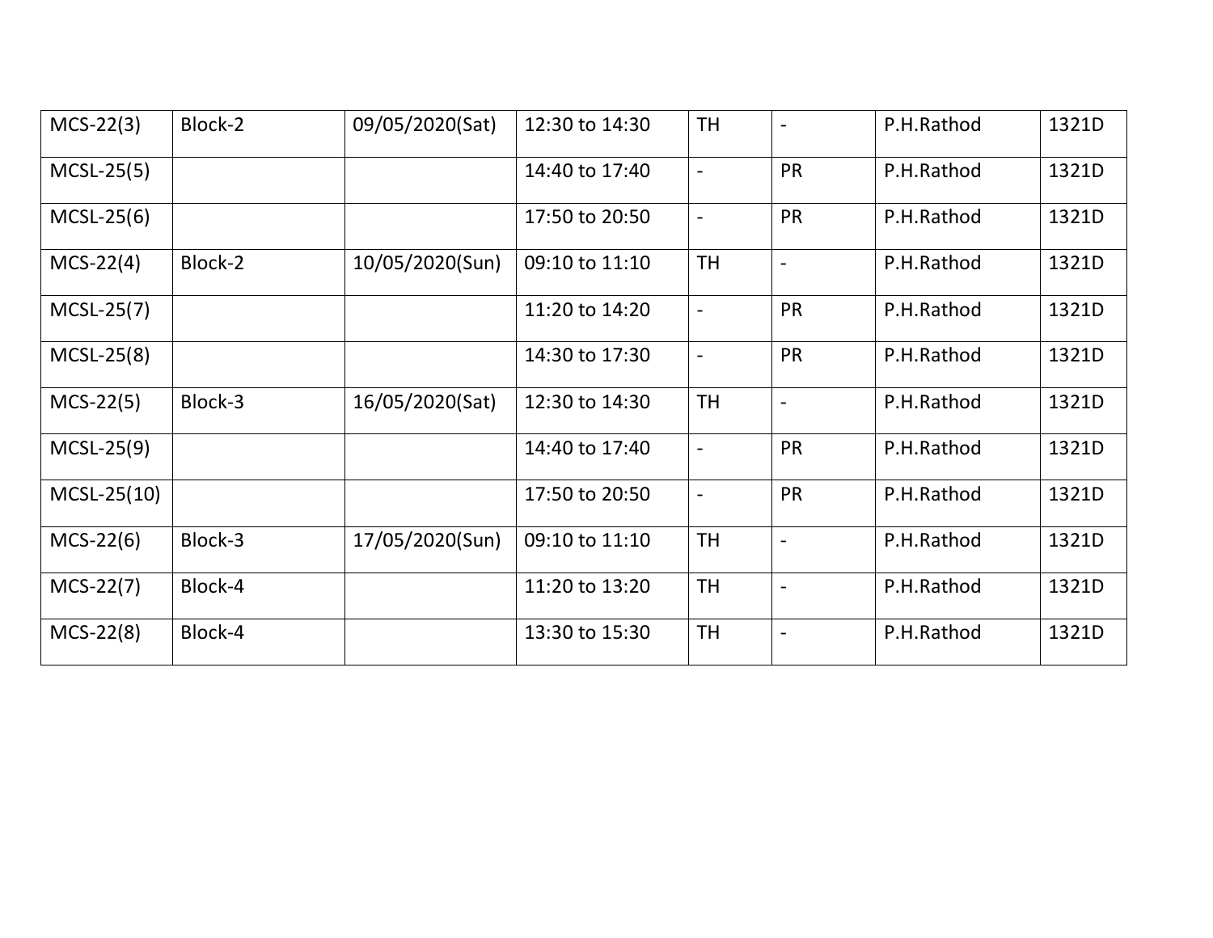| MCS-22(3) | Block-2 | 09/05/2020(Sat) | 12:30 to 14:30 | TH | - | P.H.Rathod | 1321D |
|---|---|---|---|---|---|---|---|
| MCSL-25(5) | | | 14:40 to 17:40 | - | PR | P.H.Rathod | 1321D |
| MCSL-25(6) | | | 17:50 to 20:50 | - | PR | P.H.Rathod | 1321D |
| MCS-22(4) | Block-2 | 10/05/2020(Sun) | 09:10 to 11:10 | TH | - | P.H.Rathod | 1321D |
| MCSL-25(7) | | | 11:20 to 14:20 | - | PR | P.H.Rathod | 1321D |
| MCSL-25(8) | | | 14:30 to 17:30 | - | PR | P.H.Rathod | 1321D |
| MCS-22(5) | Block-3 | 16/05/2020(Sat) | 12:30 to 14:30 | TH | - | P.H.Rathod | 1321D |
| MCSL-25(9) | | | 14:40 to 17:40 | - | PR | P.H.Rathod | 1321D |
| MCSL-25(10) | | | 17:50 to 20:50 | - | PR | P.H.Rathod | 1321D |
| MCS-22(6) | Block-3 | 17/05/2020(Sun) | 09:10 to 11:10 | TH | - | P.H.Rathod | 1321D |
| MCS-22(7) | Block-4 | | 11:20 to 13:20 | TH | - | P.H.Rathod | 1321D |
| MCS-22(8) | Block-4 | | 13:30 to 15:30 | TH | - | P.H.Rathod | 1321D |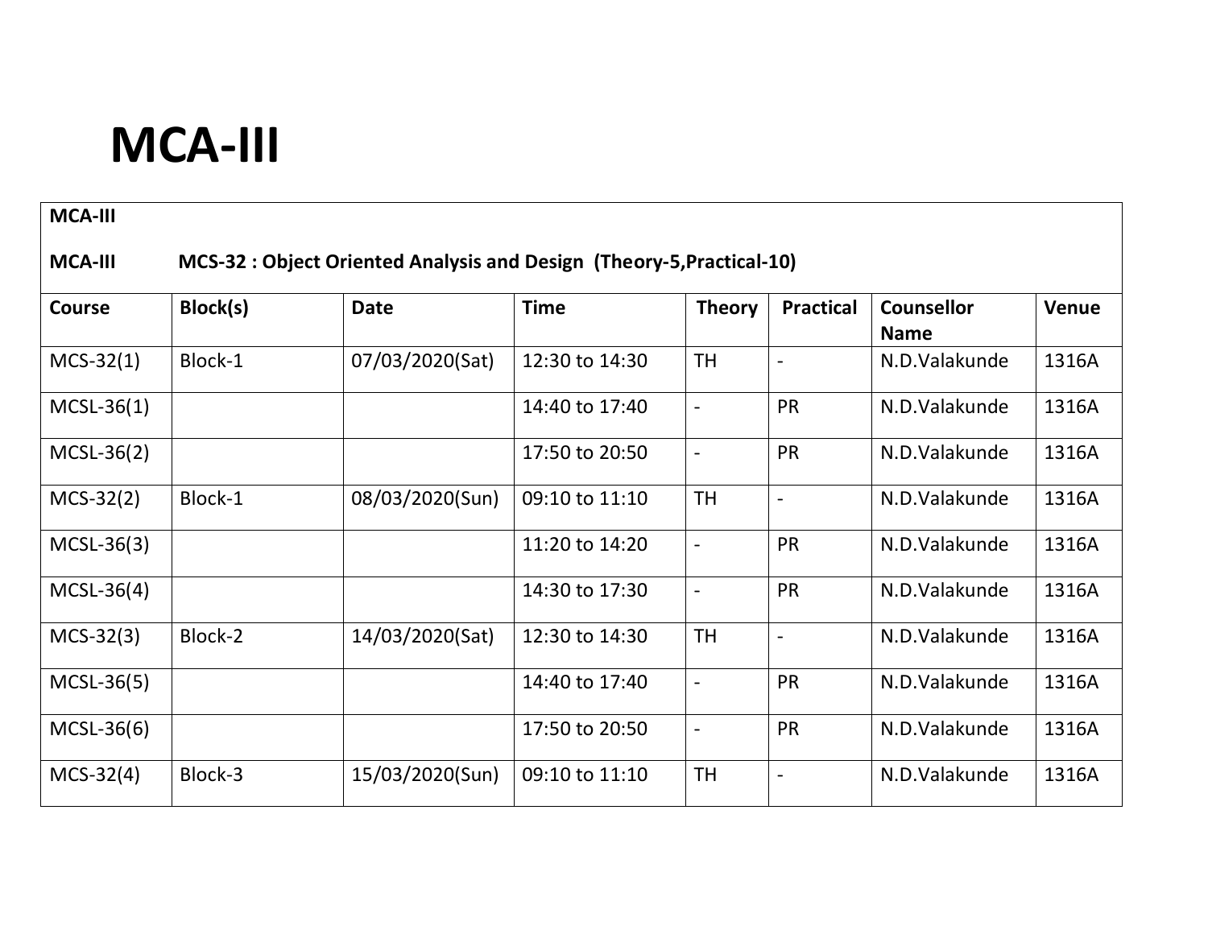# MCA-III

| **MCA-III** | | | | | | | |
|---|---|---|---|---|---|---|---|
| **MCA-III** | **MCS-32 : Object Oriented Analysis and Design (Theory-5,Practical-10)** | | | | | | |
| **Course** | **Block(s)** | **Date** | **Time** | **Theory** | **Practical** | **Counsellor Name** | **Venue** |
| MCS-32(1) | Block-1 | 07/03/2020(Sat) | 12:30 to 14:30 | TH | - | N.D.Valakunde | 1316A |
| MCSL-36(1) | | | 14:40 to 17:40 | - | PR | N.D.Valakunde | 1316A |
| MCSL-36(2) | | | 17:50 to 20:50 | - | PR | N.D.Valakunde | 1316A |
| MCS-32(2) | Block-1 | 08/03/2020(Sun) | 09:10 to 11:10 | TH | - | N.D.Valakunde | 1316A |
| MCSL-36(3) | | | 11:20 to 14:20 | - | PR | N.D.Valakunde | 1316A |
| MCSL-36(4) | | | 14:30 to 17:30 | - | PR | N.D.Valakunde | 1316A |
| MCS-32(3) | Block-2 | 14/03/2020(Sat) | 12:30 to 14:30 | TH | - | N.D.Valakunde | 1316A |
| MCSL-36(5) | | | 14:40 to 17:40 | - | PR | N.D.Valakunde | 1316A |
| MCSL-36(6) | | | 17:50 to 20:50 | - | PR | N.D.Valakunde | 1316A |
| MCS-32(4) | Block-3 | 15/03/2020(Sun) | 09:10 to 11:10 | TH | - | N.D.Valakunde | 1316A |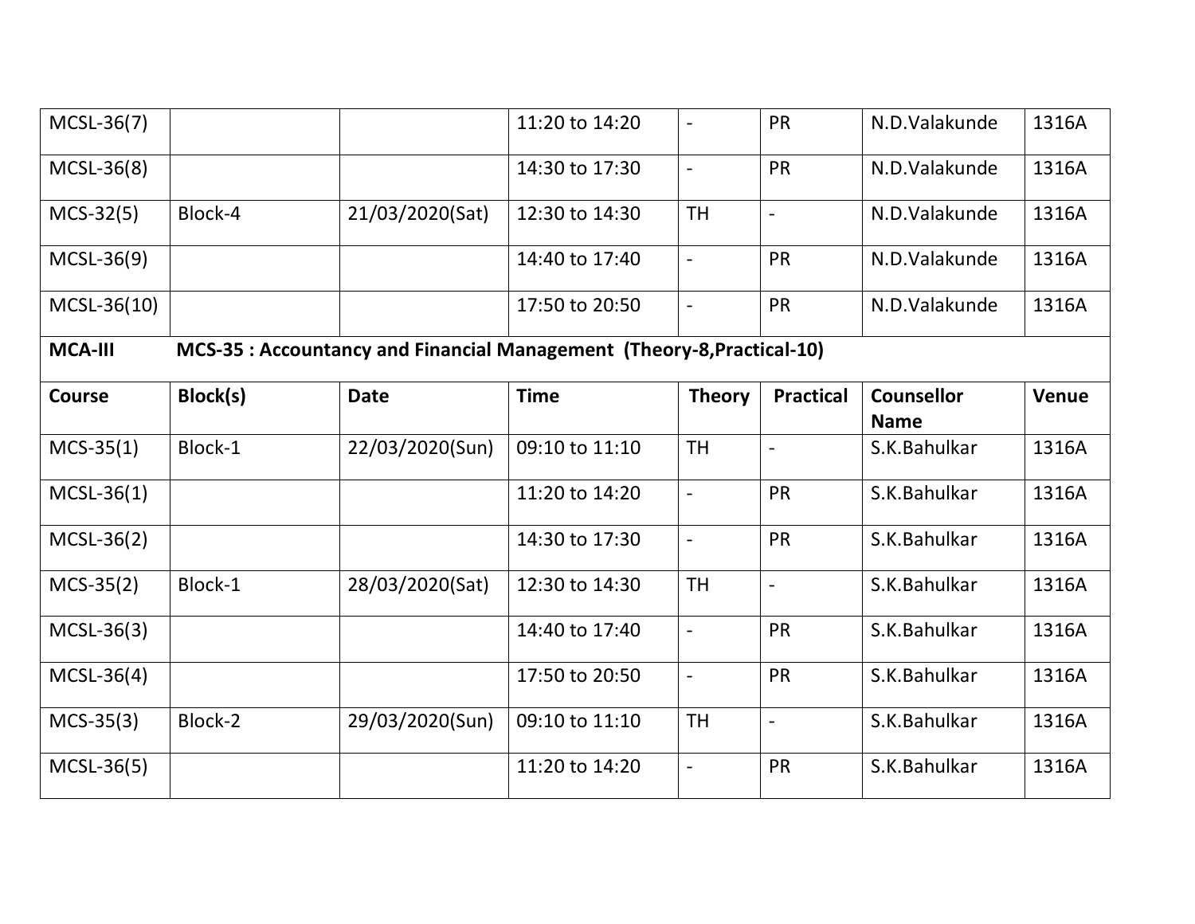| | | | | | | | |
|---|---|---|---|---|---|---|---|
| MCSL-36(7) | | | 11:20 to 14:20 | - | PR | N.D.Valakunde | 1316A |
| MCSL-36(8) | | | 14:30 to 17:30 | - | PR | N.D.Valakunde | 1316A |
| MCS-32(5) | Block-4 | 21/03/2020(Sat) | 12:30 to 14:30 | TH | - | N.D.Valakunde | 1316A |
| MCSL-36(9) | | | 14:40 to 17:40 | - | PR | N.D.Valakunde | 1316A |
| MCSL-36(10) | | | 17:50 to 20:50 | - | PR | N.D.Valakunde | 1316A |

**MCA-III** **MCS-35 : Accountancy and Financial Management (Theory-8,Practical-10)**

| Course | Block(s) | Date | Time | Theory | Practical | Counsellor Name | Venue |
|---|---|---|---|---|---|---|---|
| MCS-35(1) | Block-1 | 22/03/2020(Sun) | 09:10 to 11:10 | TH | - | S.K.Bahulkar | 1316A |
| MCSL-36(1) | | | 11:20 to 14:20 | - | PR | S.K.Bahulkar | 1316A |
| MCSL-36(2) | | | 14:30 to 17:30 | - | PR | S.K.Bahulkar | 1316A |
| MCS-35(2) | Block-1 | 28/03/2020(Sat) | 12:30 to 14:30 | TH | - | S.K.Bahulkar | 1316A |
| MCSL-36(3) | | | 14:40 to 17:40 | - | PR | S.K.Bahulkar | 1316A |
| MCSL-36(4) | | | 17:50 to 20:50 | - | PR | S.K.Bahulkar | 1316A |
| MCS-35(3) | Block-2 | 29/03/2020(Sun) | 09:10 to 11:10 | TH | - | S.K.Bahulkar | 1316A |
| MCSL-36(5) | | | 11:20 to 14:20 | - | PR | S.K.Bahulkar | 1316A |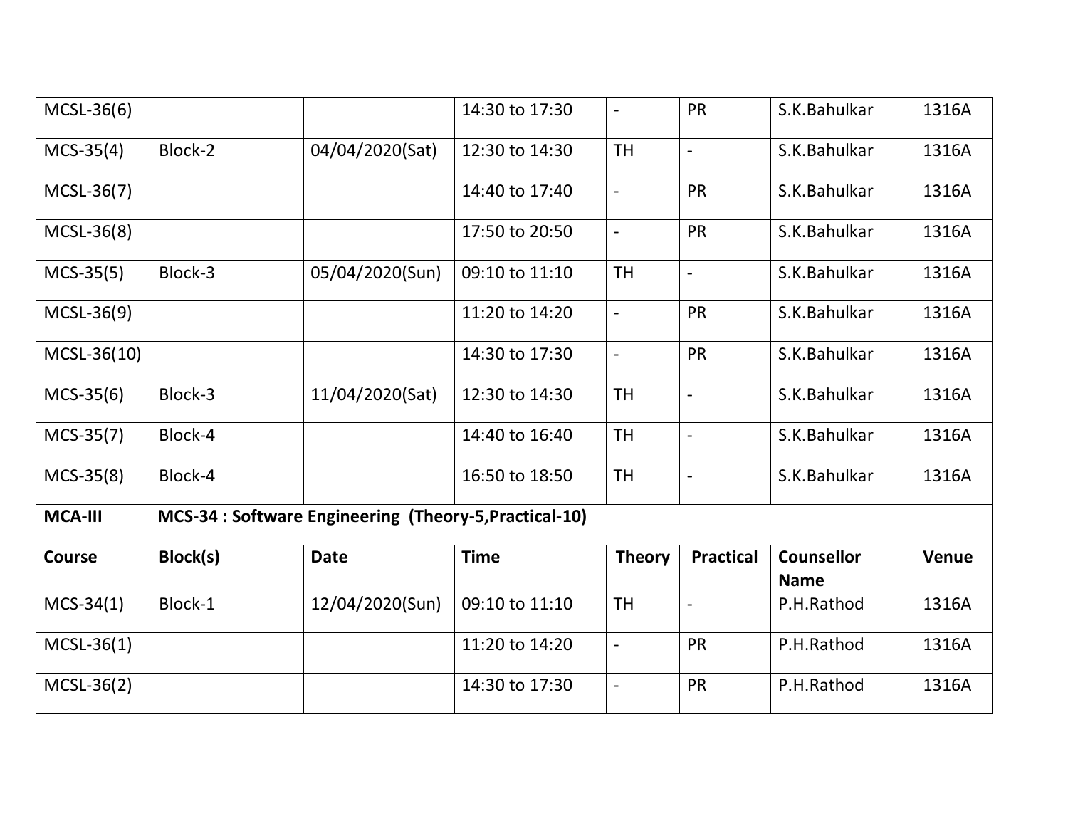| | | | | | | | |
|---|---|---|---|---|---|---|---|
| MCSL-36(6) | | | 14:30 to 17:30 | - | PR | S.K.Bahulkar | 1316A |
| MCS-35(4) | Block-2 | 04/04/2020(Sat) | 12:30 to 14:30 | TH | - | S.K.Bahulkar | 1316A |
| MCSL-36(7) | | | 14:40 to 17:40 | - | PR | S.K.Bahulkar | 1316A |
| MCSL-36(8) | | | 17:50 to 20:50 | - | PR | S.K.Bahulkar | 1316A |
| MCS-35(5) | Block-3 | 05/04/2020(Sun) | 09:10 to 11:10 | TH | - | S.K.Bahulkar | 1316A |
| MCSL-36(9) | | | 11:20 to 14:20 | - | PR | S.K.Bahulkar | 1316A |
| MCSL-36(10) | | | 14:30 to 17:30 | - | PR | S.K.Bahulkar | 1316A |
| MCS-35(6) | Block-3 | 11/04/2020(Sat) | 12:30 to 14:30 | TH | - | S.K.Bahulkar | 1316A |
| MCS-35(7) | Block-4 | | 14:40 to 16:40 | TH | - | S.K.Bahulkar | 1316A |
| MCS-35(8) | Block-4 | | 16:50 to 18:50 | TH | - | S.K.Bahulkar | 1316A |
| **MCA-III** | **MCS-34 : Software Engineering (Theory-5,Practical-10)** | | | | | | |
| **Course** | **Block(s)** | **Date** | **Time** | **Theory** | **Practical** | **Counsellor Name** | **Venue** |
| MCS-34(1) | Block-1 | 12/04/2020(Sun) | 09:10 to 11:10 | TH | - | P.H.Rathod | 1316A |
| MCSL-36(1) | | | 11:20 to 14:20 | - | PR | P.H.Rathod | 1316A |
| MCSL-36(2) | | | 14:30 to 17:30 | - | PR | P.H.Rathod | 1316A |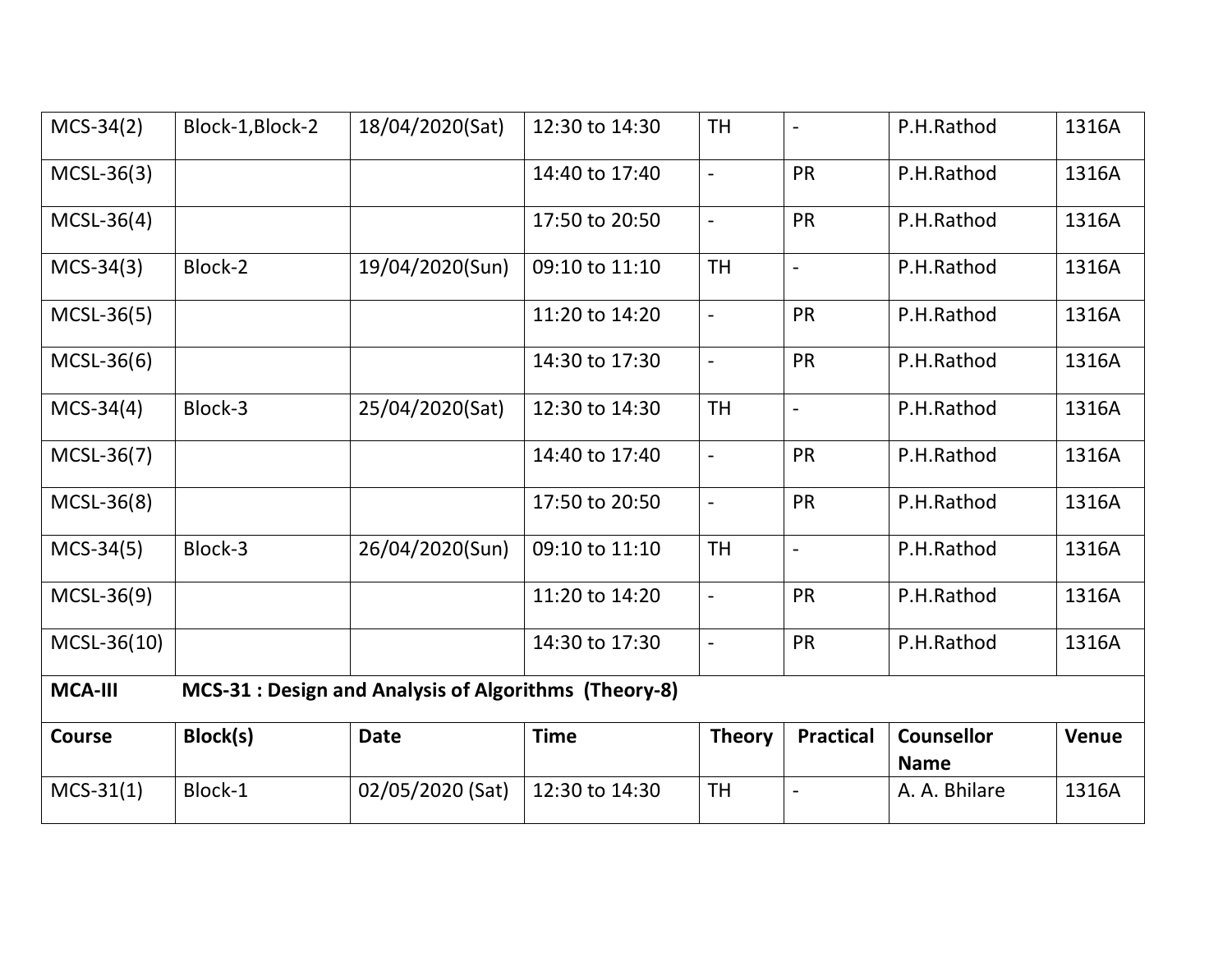| MCS-34(2) | Block-1,Block-2 | 18/04/2020(Sat) | 12:30 to 14:30 | TH | - | P.H.Rathod | 1316A |
|---|---|---|---|---|---|---|---|
| MCSL-36(3) | | | 14:40 to 17:40 | - | PR | P.H.Rathod | 1316A |
| MCSL-36(4) | | | 17:50 to 20:50 | - | PR | P.H.Rathod | 1316A |
| MCS-34(3) | Block-2 | 19/04/2020(Sun) | 09:10 to 11:10 | TH | - | P.H.Rathod | 1316A |
| MCSL-36(5) | | | 11:20 to 14:20 | - | PR | P.H.Rathod | 1316A |
| MCSL-36(6) | | | 14:30 to 17:30 | - | PR | P.H.Rathod | 1316A |
| MCS-34(4) | Block-3 | 25/04/2020(Sat) | 12:30 to 14:30 | TH | - | P.H.Rathod | 1316A |
| MCSL-36(7) | | | 14:40 to 17:40 | - | PR | P.H.Rathod | 1316A |
| MCSL-36(8) | | | 17:50 to 20:50 | - | PR | P.H.Rathod | 1316A |
| MCS-34(5) | Block-3 | 26/04/2020(Sun) | 09:10 to 11:10 | TH | - | P.H.Rathod | 1316A |
| MCSL-36(9) | | | 11:20 to 14:20 | - | PR | P.H.Rathod | 1316A |
| MCSL-36(10) | | | 14:30 to 17:30 | - | PR | P.H.Rathod | 1316A |

| **MCA-III** | **MCS-31 : Design and Analysis of Algorithms (Theory-8)** | | | | | | |
|---|---|---|---|---|---|---|---|
| **Course** | **Block(s)** | **Date** | **Time** | **Theory** | **Practical** | **Counsellor Name** | **Venue** |
| MCS-31(1) | Block-1 | 02/05/2020 (Sat) | 12:30 to 14:30 | TH | - | A. A. Bhilare | 1316A |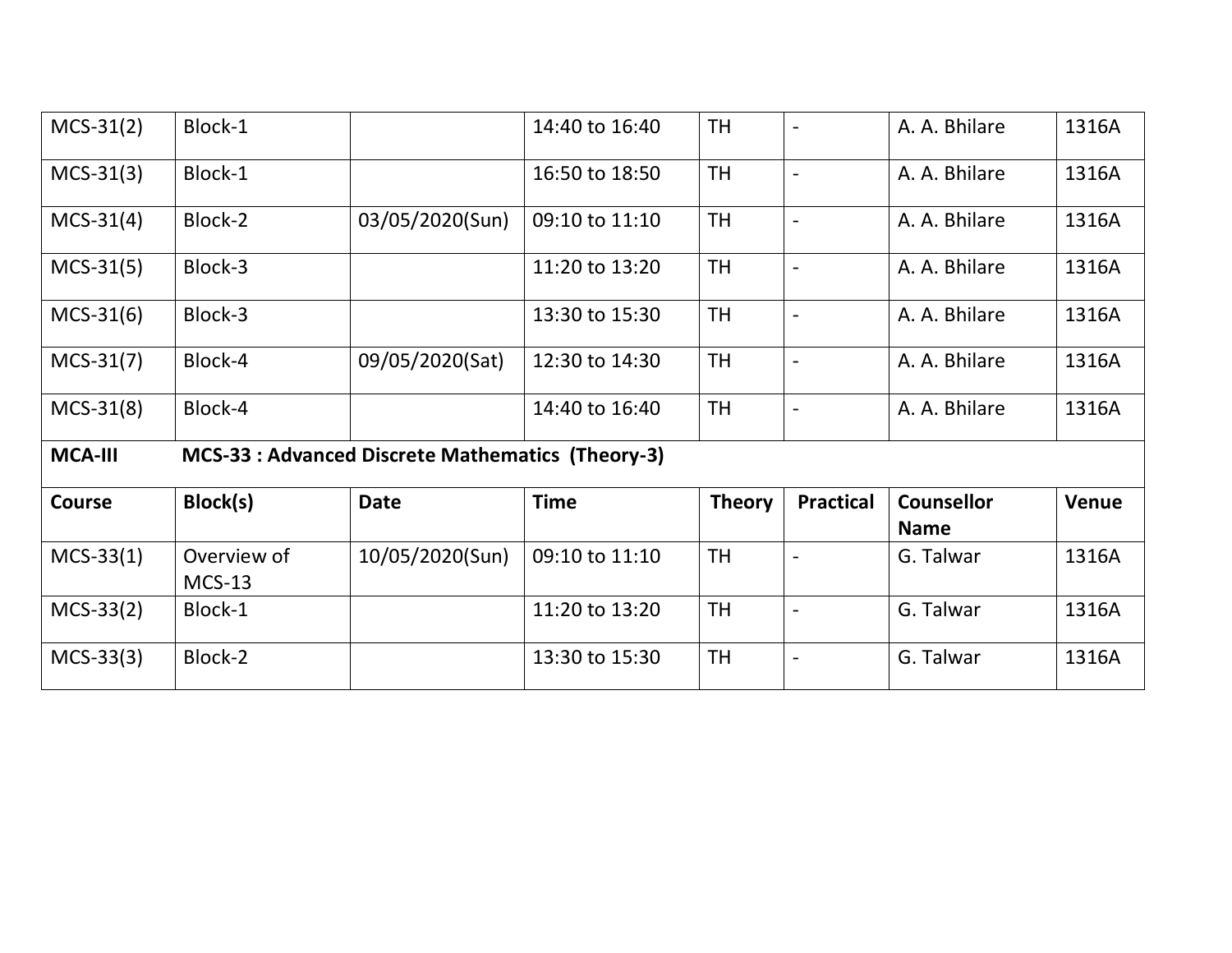| MCS-31(2) | Block-1 | | 14:40 to 16:40 | TH | - | A. A. Bhilare | 1316A |
|---|---|---|---|---|---|---|---|
| MCS-31(3) | Block-1 | | 16:50 to 18:50 | TH | - | A. A. Bhilare | 1316A |
| MCS-31(4) | Block-2 | 03/05/2020(Sun) | 09:10 to 11:10 | TH | - | A. A. Bhilare | 1316A |
| MCS-31(5) | Block-3 | | 11:20 to 13:20 | TH | - | A. A. Bhilare | 1316A |
| MCS-31(6) | Block-3 | | 13:30 to 15:30 | TH | - | A. A. Bhilare | 1316A |
| MCS-31(7) | Block-4 | 09/05/2020(Sat) | 12:30 to 14:30 | TH | - | A. A. Bhilare | 1316A |
| MCS-31(8) | Block-4 | | 14:40 to 16:40 | TH | - | A. A. Bhilare | 1316A |
| **MCA-III** | **MCS-33 : Advanced Discrete Mathematics (Theory-3)** | | | | | | |
| **Course** | **Block(s)** | **Date** | **Time** | **Theory** | **Practical** | **Counsellor Name** | **Venue** |
| MCS-33(1) | Overview of MCS-13 | 10/05/2020(Sun) | 09:10 to 11:10 | TH | - | G. Talwar | 1316A |
| MCS-33(2) | Block-1 | | 11:20 to 13:20 | TH | - | G. Talwar | 1316A |
| MCS-33(3) | Block-2 | | 13:30 to 15:30 | TH | - | G. Talwar | 1316A |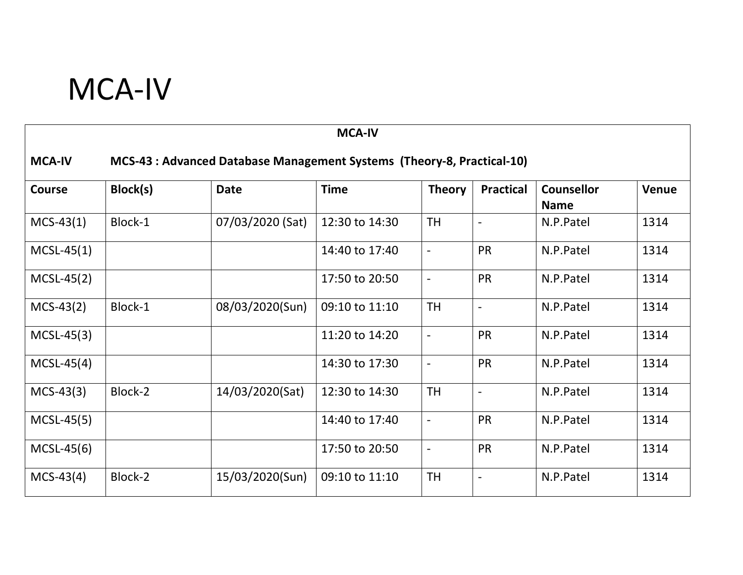# MCA-IV

| MCA-IV | | | | | | | |
|---|---|---|---|---|---|---|---|
| **MCA-IV** | **MCS-43 : Advanced Database Management Systems (Theory-8, Practical-10)** | | | | | | |
| **Course** | **Block(s)** | **Date** | **Time** | **Theory** | **Practical** | **Counsellor Name** | **Venue** |
| MCS-43(1) | Block-1 | 07/03/2020 (Sat) | 12:30 to 14:30 | TH | - | N.P.Patel | 1314 |
| MCSL-45(1) | | | 14:40 to 17:40 | - | PR | N.P.Patel | 1314 |
| MCSL-45(2) | | | 17:50 to 20:50 | - | PR | N.P.Patel | 1314 |
| MCS-43(2) | Block-1 | 08/03/2020(Sun) | 09:10 to 11:10 | TH | - | N.P.Patel | 1314 |
| MCSL-45(3) | | | 11:20 to 14:20 | - | PR | N.P.Patel | 1314 |
| MCSL-45(4) | | | 14:30 to 17:30 | - | PR | N.P.Patel | 1314 |
| MCS-43(3) | Block-2 | 14/03/2020(Sat) | 12:30 to 14:30 | TH | - | N.P.Patel | 1314 |
| MCSL-45(5) | | | 14:40 to 17:40 | - | PR | N.P.Patel | 1314 |
| MCSL-45(6) | | | 17:50 to 20:50 | - | PR | N.P.Patel | 1314 |
| MCS-43(4) | Block-2 | 15/03/2020(Sun) | 09:10 to 11:10 | TH | - | N.P.Patel | 1314 |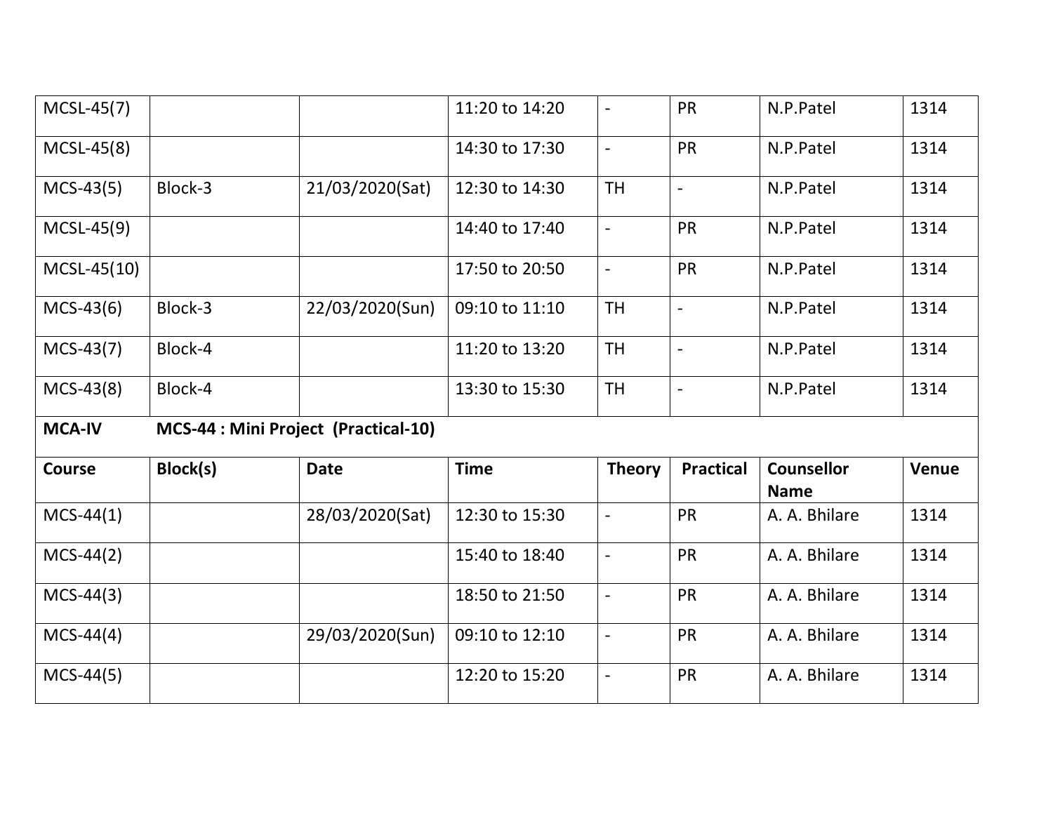| | | | | | | | |
|---|---|---|---|---|---|---|---|
| MCSL-45(7) | | | 11:20 to 14:20 | - | PR | N.P.Patel | 1314 |
| MCSL-45(8) | | | 14:30 to 17:30 | - | PR | N.P.Patel | 1314 |
| MCS-43(5) | Block-3 | 21/03/2020(Sat) | 12:30 to 14:30 | TH | - | N.P.Patel | 1314 |
| MCSL-45(9) | | | 14:40 to 17:40 | - | PR | N.P.Patel | 1314 |
| MCSL-45(10) | | | 17:50 to 20:50 | - | PR | N.P.Patel | 1314 |
| MCS-43(6) | Block-3 | 22/03/2020(Sun) | 09:10 to 11:10 | TH | - | N.P.Patel | 1314 |
| MCS-43(7) | Block-4 | | 11:20 to 13:20 | TH | - | N.P.Patel | 1314 |
| MCS-43(8) | Block-4 | | 13:30 to 15:30 | TH | - | N.P.Patel | 1314 |

**MCA-IV MCS-44 : Mini Project (Practical-10)**

| **Course** | **Block(s)** | **Date** | **Time** | **Theory** | **Practical** | **Counsellor Name** | **Venue** |
|---|---|---|---|---|---|---|---|
| MCS-44(1) | | 28/03/2020(Sat) | 12:30 to 15:30 | - | PR | A. A. Bhilare | 1314 |
| MCS-44(2) | | | 15:40 to 18:40 | - | PR | A. A. Bhilare | 1314 |
| MCS-44(3) | | | 18:50 to 21:50 | - | PR | A. A. Bhilare | 1314 |
| MCS-44(4) | | 29/03/2020(Sun) | 09:10 to 12:10 | - | PR | A. A. Bhilare | 1314 |
| MCS-44(5) | | | 12:20 to 15:20 | - | PR | A. A. Bhilare | 1314 |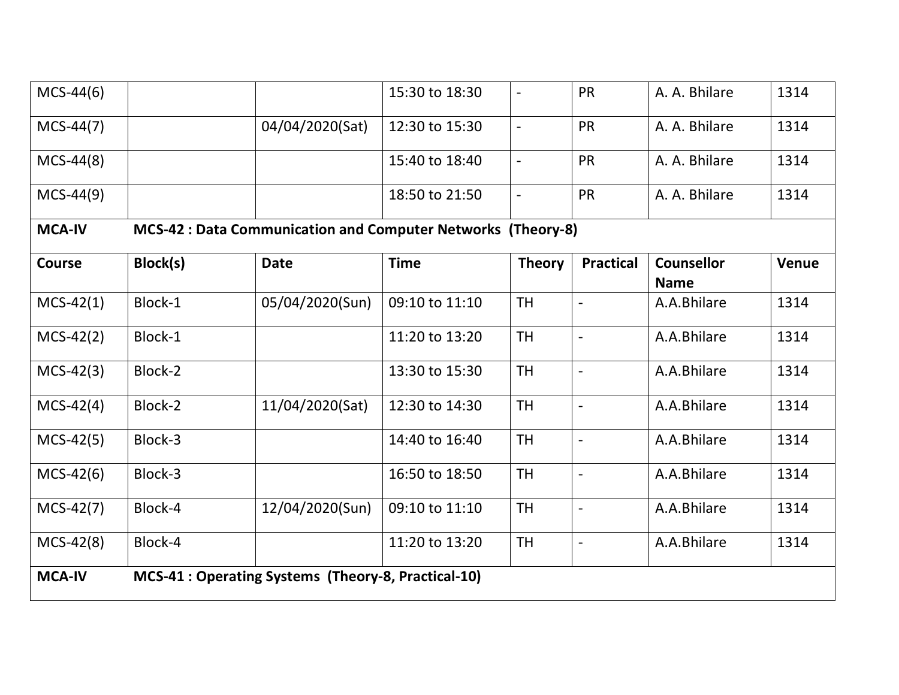| MCS-44(6) | | | 15:30 to 18:30 | - | PR | A. A. Bhilare | 1314 |
|---|---|---|---|---|---|---|---|
| MCS-44(7) | | 04/04/2020(Sat) | 12:30 to 15:30 | - | PR | A. A. Bhilare | 1314 |
| MCS-44(8) | | | 15:40 to 18:40 | - | PR | A. A. Bhilare | 1314 |
| MCS-44(9) | | | 18:50 to 21:50 | - | PR | A. A. Bhilare | 1314 |
| **MCA-IV** | **MCS-42 : Data Communication and Computer Networks (Theory-8)** | | | | | | |
| **Course** | **Block(s)** | **Date** | **Time** | **Theory** | **Practical** | **Counsellor Name** | **Venue** |
| MCS-42(1) | Block-1 | 05/04/2020(Sun) | 09:10 to 11:10 | TH | - | A.A.Bhilare | 1314 |
| MCS-42(2) | Block-1 | | 11:20 to 13:20 | TH | - | A.A.Bhilare | 1314 |
| MCS-42(3) | Block-2 | | 13:30 to 15:30 | TH | - | A.A.Bhilare | 1314 |
| MCS-42(4) | Block-2 | 11/04/2020(Sat) | 12:30 to 14:30 | TH | - | A.A.Bhilare | 1314 |
| MCS-42(5) | Block-3 | | 14:40 to 16:40 | TH | - | A.A.Bhilare | 1314 |
| MCS-42(6) | Block-3 | | 16:50 to 18:50 | TH | - | A.A.Bhilare | 1314 |
| MCS-42(7) | Block-4 | 12/04/2020(Sun) | 09:10 to 11:10 | TH | - | A.A.Bhilare | 1314 |
| MCS-42(8) | Block-4 | | 11:20 to 13:20 | TH | - | A.A.Bhilare | 1314 |
| **MCA-IV** | **MCS-41 : Operating Systems (Theory-8, Practical-10)** | | | | | | |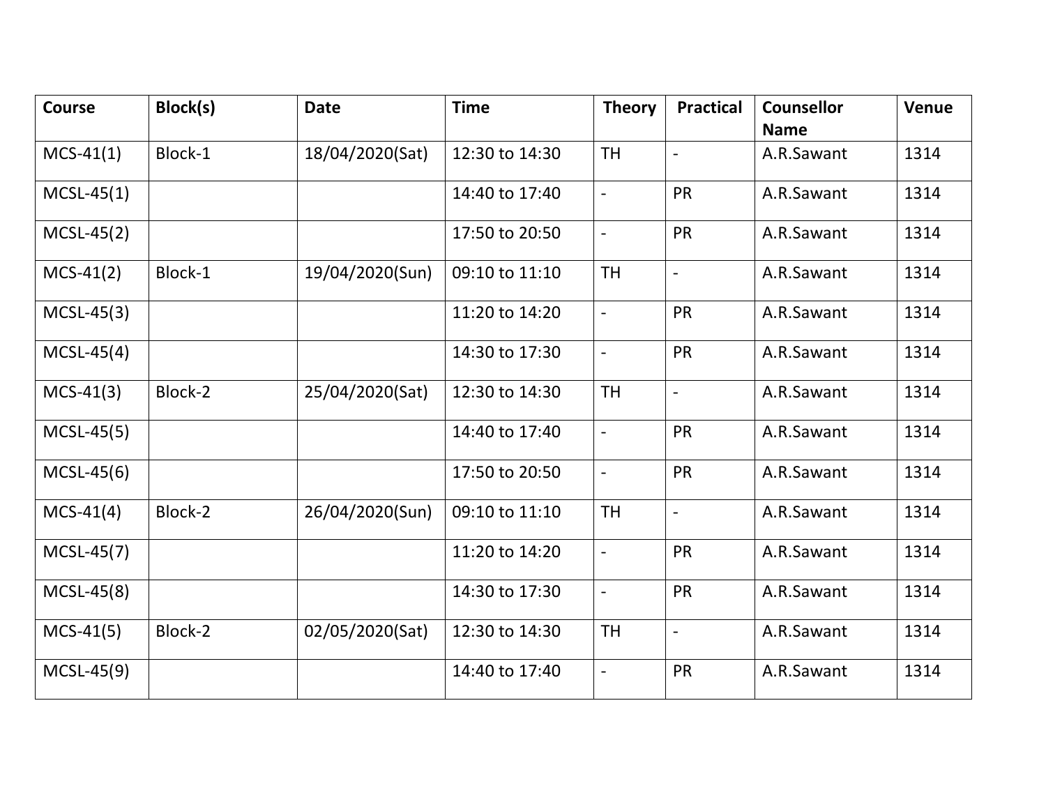| Course | Block(s) | Date | Time | Theory | Practical | Counsellor Name | Venue |
|---|---|---|---|---|---|---|---|
| MCS-41(1) | Block-1 | 18/04/2020(Sat) | 12:30 to 14:30 | TH | - | A.R.Sawant | 1314 |
| MCSL-45(1) | | | 14:40 to 17:40 | - | PR | A.R.Sawant | 1314 |
| MCSL-45(2) | | | 17:50 to 20:50 | - | PR | A.R.Sawant | 1314 |
| MCS-41(2) | Block-1 | 19/04/2020(Sun) | 09:10 to 11:10 | TH | - | A.R.Sawant | 1314 |
| MCSL-45(3) | | | 11:20 to 14:20 | - | PR | A.R.Sawant | 1314 |
| MCSL-45(4) | | | 14:30 to 17:30 | - | PR | A.R.Sawant | 1314 |
| MCS-41(3) | Block-2 | 25/04/2020(Sat) | 12:30 to 14:30 | TH | - | A.R.Sawant | 1314 |
| MCSL-45(5) | | | 14:40 to 17:40 | - | PR | A.R.Sawant | 1314 |
| MCSL-45(6) | | | 17:50 to 20:50 | - | PR | A.R.Sawant | 1314 |
| MCS-41(4) | Block-2 | 26/04/2020(Sun) | 09:10 to 11:10 | TH | - | A.R.Sawant | 1314 |
| MCSL-45(7) | | | 11:20 to 14:20 | - | PR | A.R.Sawant | 1314 |
| MCSL-45(8) | | | 14:30 to 17:30 | - | PR | A.R.Sawant | 1314 |
| MCS-41(5) | Block-2 | 02/05/2020(Sat) | 12:30 to 14:30 | TH | - | A.R.Sawant | 1314 |
| MCSL-45(9) | | | 14:40 to 17:40 | - | PR | A.R.Sawant | 1314 |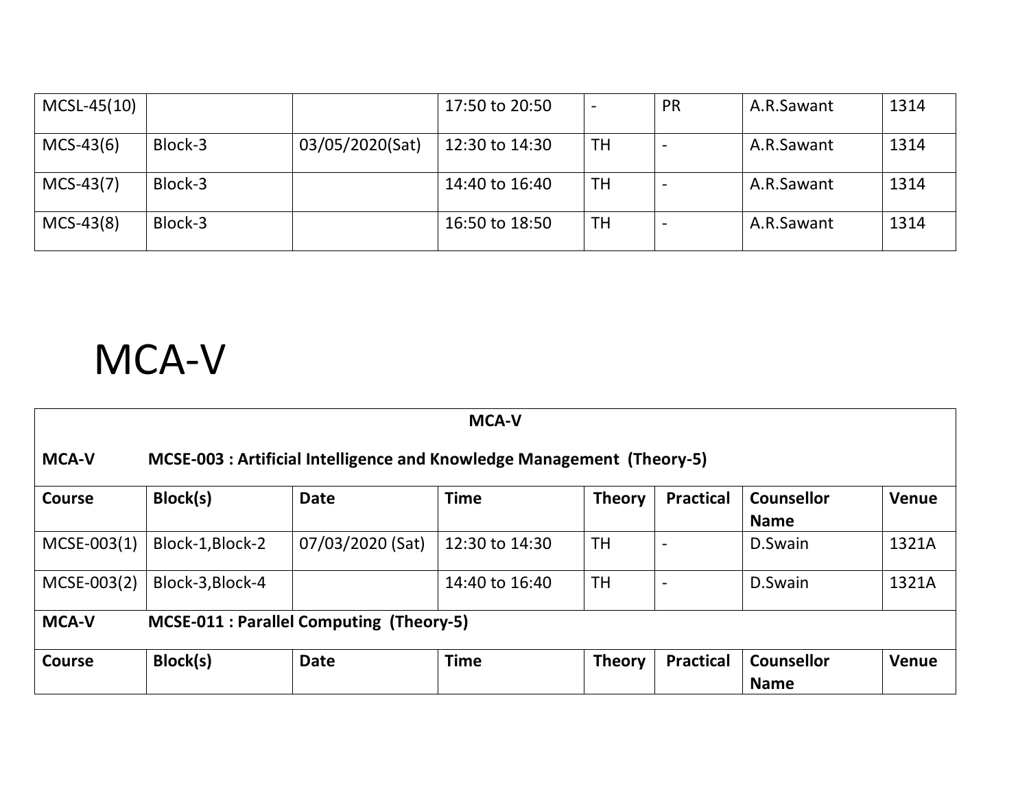| MCSL-45(10) | | | 17:50 to 20:50 | - | PR | A.R.Sawant | 1314 |
|---|---|---|---|---|---|---|---|
| MCS-43(6) | Block-3 | 03/05/2020(Sat) | 12:30 to 14:30 | TH | - | A.R.Sawant | 1314 |
| MCS-43(7) | Block-3 | | 14:40 to 16:40 | TH | - | A.R.Sawant | 1314 |
| MCS-43(8) | Block-3 | | 16:50 to 18:50 | TH | - | A.R.Sawant | 1314 |

# MCA-V

| **MCA-V** | | | | | | | |
|---|---|---|---|---|---|---|---|
| **MCA-V** | **MCSE-003 : Artificial Intelligence and Knowledge Management (Theory-5)** | | | | | | |
| **Course** | **Block(s)** | **Date** | **Time** | **Theory** | **Practical** | **Counsellor Name** | **Venue** |
| MCSE-003(1) | Block-1,Block-2 | 07/03/2020 (Sat) | 12:30 to 14:30 | TH | - | D.Swain | 1321A |
| MCSE-003(2) | Block-3,Block-4 | | 14:40 to 16:40 | TH | - | D.Swain | 1321A |
| **MCA-V** | **MCSE-011 : Parallel Computing (Theory-5)** | | | | | | |
| **Course** | **Block(s)** | **Date** | **Time** | **Theory** | **Practical** | **Counsellor Name** | **Venue** |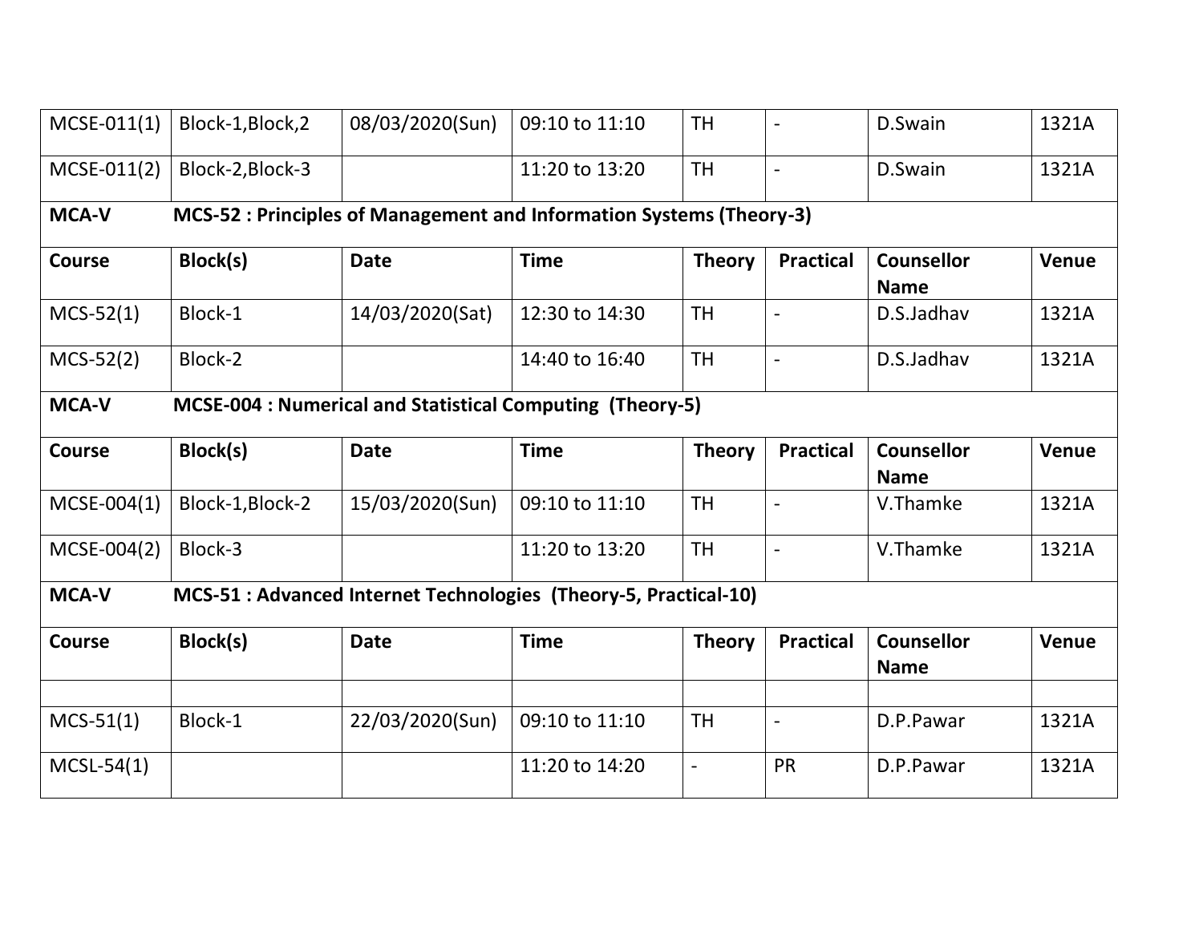| | | | | | | | |
|---|---|---|---|---|---|---|---|
| MCSE-011(1) | Block-1,Block,2 | 08/03/2020(Sun) | 09:10 to 11:10 | TH | - | D.Swain | 1321A |
| MCSE-011(2) | Block-2,Block-3 | | 11:20 to 13:20 | TH | - | D.Swain | 1321A |

**MCA-V** **MCS-52 : Principles of Management and Information Systems (Theory-3)**

| Course | Block(s) | Date | Time | Theory | Practical | Counsellor Name | Venue |
|---|---|---|---|---|---|---|---|
| MCS-52(1) | Block-1 | 14/03/2020(Sat) | 12:30 to 14:30 | TH | - | D.S.Jadhav | 1321A |
| MCS-52(2) | Block-2 | | 14:40 to 16:40 | TH | - | D.S.Jadhav | 1321A |

**MCA-V** **MCSE-004 : Numerical and Statistical Computing (Theory-5)**

| Course | Block(s) | Date | Time | Theory | Practical | Counsellor Name | Venue |
|---|---|---|---|---|---|---|---|
| MCSE-004(1) | Block-1,Block-2 | 15/03/2020(Sun) | 09:10 to 11:10 | TH | - | V.Thamke | 1321A |
| MCSE-004(2) | Block-3 | | 11:20 to 13:20 | TH | - | V.Thamke | 1321A |

**MCA-V** **MCS-51 : Advanced Internet Technologies (Theory-5, Practical-10)**

| Course | Block(s) | Date | Time | Theory | Practical | Counsellor Name | Venue |
|---|---|---|---|---|---|---|---|
| | | | | | | | |
| MCS-51(1) | Block-1 | 22/03/2020(Sun) | 09:10 to 11:10 | TH | - | D.P.Pawar | 1321A |
| MCSL-54(1) | | | 11:20 to 14:20 | - | PR | D.P.Pawar | 1321A |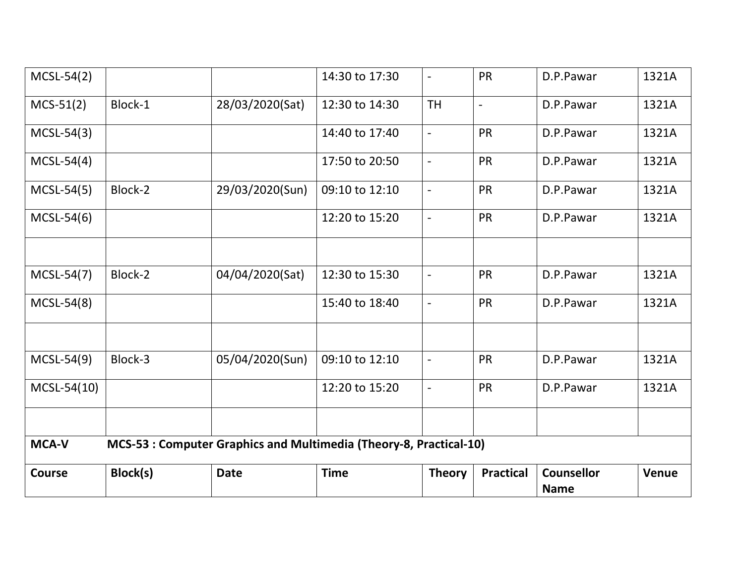| MCSL-54(2) | | | 14:30 to 17:30 | - | PR | D.P.Pawar | 1321A |
|---|---|---|---|---|---|---|---|
| MCS-51(2) | Block-1 | 28/03/2020(Sat) | 12:30 to 14:30 | TH | - | D.P.Pawar | 1321A |
| MCSL-54(3) | | | 14:40 to 17:40 | - | PR | D.P.Pawar | 1321A |
| MCSL-54(4) | | | 17:50 to 20:50 | - | PR | D.P.Pawar | 1321A |
| MCSL-54(5) | Block-2 | 29/03/2020(Sun) | 09:10 to 12:10 | - | PR | D.P.Pawar | 1321A |
| MCSL-54(6) | | | 12:20 to 15:20 | - | PR | D.P.Pawar | 1321A |
| | | | | | | | |
| MCSL-54(7) | Block-2 | 04/04/2020(Sat) | 12:30 to 15:30 | - | PR | D.P.Pawar | 1321A |
| MCSL-54(8) | | | 15:40 to 18:40 | - | PR | D.P.Pawar | 1321A |
| | | | | | | | |
| MCSL-54(9) | Block-3 | 05/04/2020(Sun) | 09:10 to 12:10 | - | PR | D.P.Pawar | 1321A |
| MCSL-54(10) | | | 12:20 to 15:20 | - | PR | D.P.Pawar | 1321A |
| | | | | | | | |
| **MCA-V** | **MCS-53 : Computer Graphics and Multimedia (Theory-8, Practical-10)** | | | | | | |
| **Course** | **Block(s)** | **Date** | **Time** | **Theory** | **Practical** | **Counsellor Name** | **Venue** |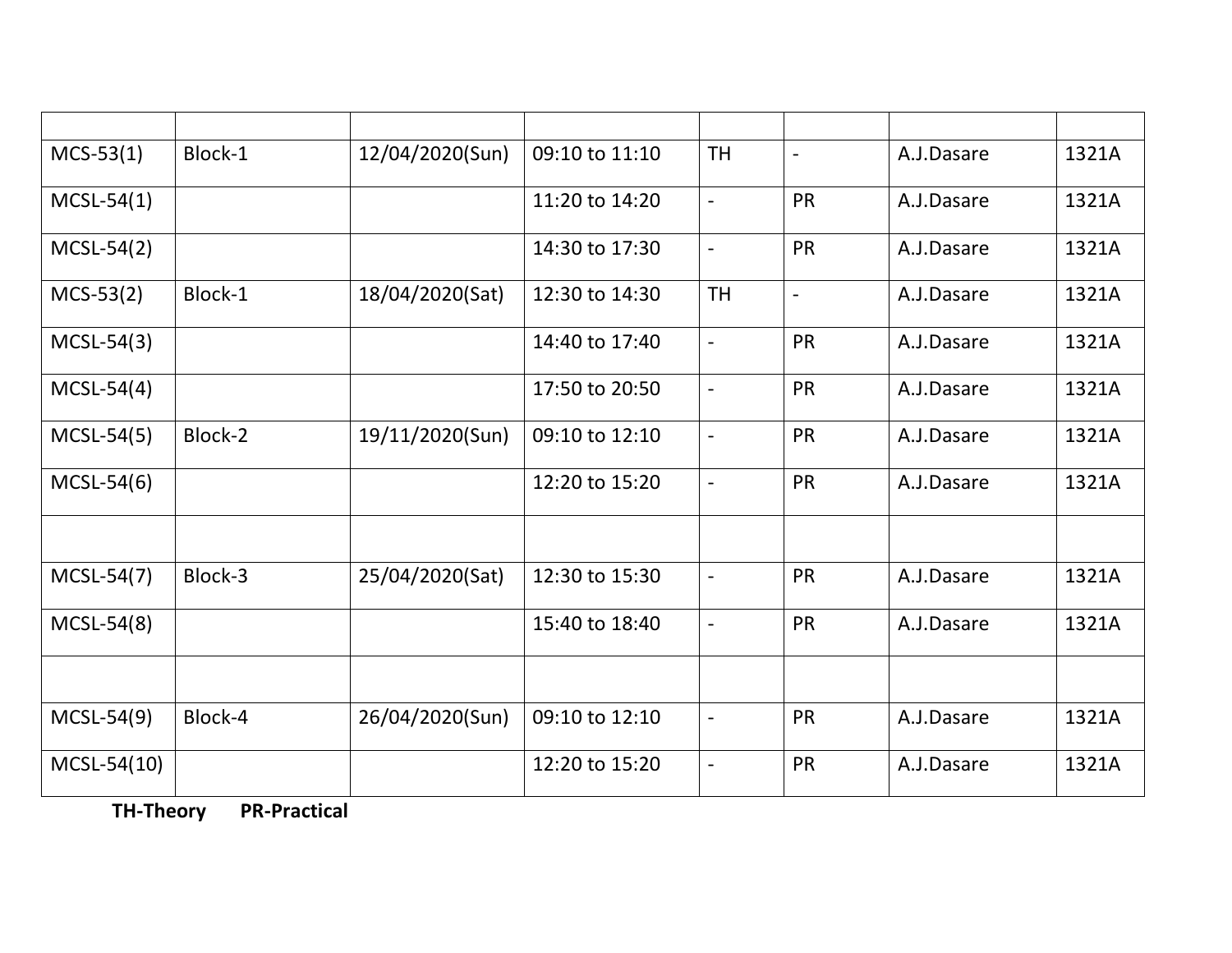| | | | | | | | |
|---|---|---|---|---|---|---|---|
| MCS-53(1) | Block-1 | 12/04/2020(Sun) | 09:10 to 11:10 | TH | - | A.J.Dasare | 1321A |
| MCSL-54(1) | | | 11:20 to 14:20 | - | PR | A.J.Dasare | 1321A |
| MCSL-54(2) | | | 14:30 to 17:30 | - | PR | A.J.Dasare | 1321A |
| MCS-53(2) | Block-1 | 18/04/2020(Sat) | 12:30 to 14:30 | TH | - | A.J.Dasare | 1321A |
| MCSL-54(3) | | | 14:40 to 17:40 | - | PR | A.J.Dasare | 1321A |
| MCSL-54(4) | | | 17:50 to 20:50 | - | PR | A.J.Dasare | 1321A |
| MCSL-54(5) | Block-2 | 19/11/2020(Sun) | 09:10 to 12:10 | - | PR | A.J.Dasare | 1321A |
| MCSL-54(6) | | | 12:20 to 15:20 | - | PR | A.J.Dasare | 1321A |
| | | | | | | | |
| MCSL-54(7) | Block-3 | 25/04/2020(Sat) | 12:30 to 15:30 | - | PR | A.J.Dasare | 1321A |
| MCSL-54(8) | | | 15:40 to 18:40 | - | PR | A.J.Dasare | 1321A |
| | | | | | | | |
| MCSL-54(9) | Block-4 | 26/04/2020(Sun) | 09:10 to 12:10 | - | PR | A.J.Dasare | 1321A |
| MCSL-54(10) | | | 12:20 to 15:20 | - | PR | A.J.Dasare | 1321A |

**TH-Theory** **PR-Practical**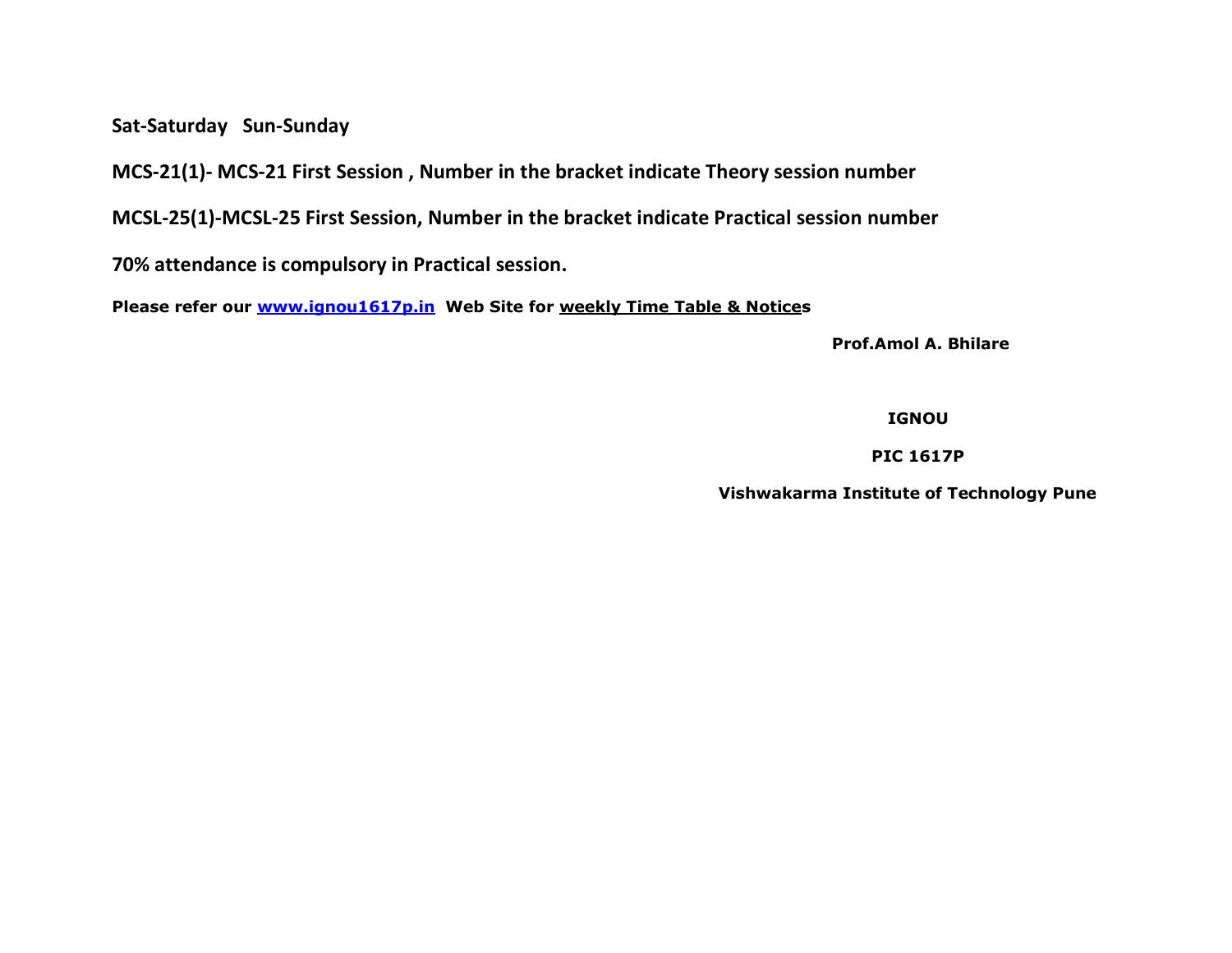**Sat-Saturday   Sun-Sunday**

**MCS-21(1)- MCS-21 First Session , Number in the bracket indicate Theory session number**

**MCSL-25(1)-MCSL-25 First Session, Number in the bracket indicate Practical session number**

**70% attendance is compulsory in Practical session.**

**Please refer our [www.ignou1617p.in](http://www.ignou1617p.in)  Web Site for weekly Time Table & Notices**

**Prof.Amol A. Bhilare**

**IGNOU**

**PIC 1617P**

**Vishwakarma Institute of Technology Pune**